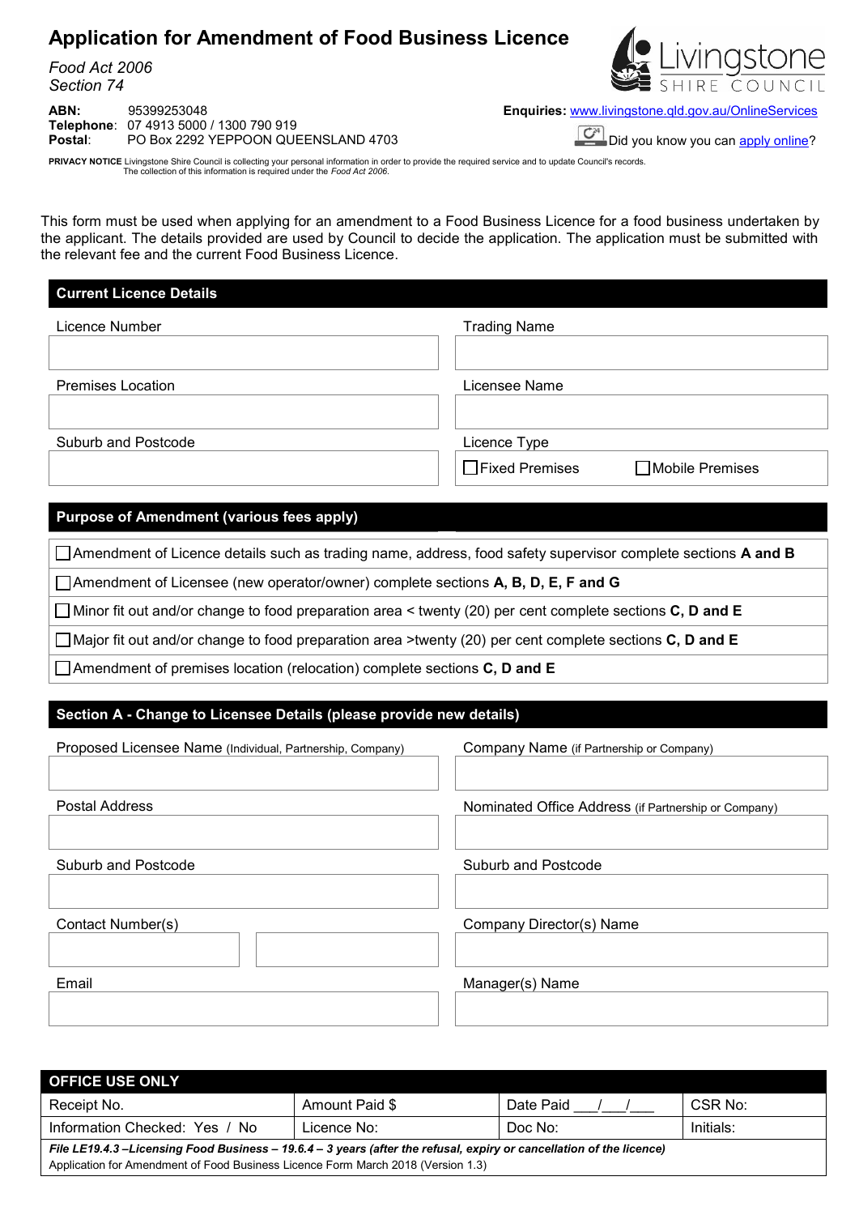# Application for Amendment of Food Business Licence

*Food Act 2006*
*Section 74*

Livingstone SHIRE COUNCIL

**ABN:** 95399253048
**Telephone**: 07 4913 5000 / 1300 790 919
**Postal**: PO Box 2292 YEPPOON QUEENSLAND 4703

**Enquiries:** www.livingstone.qld.gov.au/OnlineServices

Did you know you can apply online?

**PRIVACY NOTICE** Livingstone Shire Council is collecting your personal information in order to provide the required service and to update Council's records. The collection of this information is required under the *Food Act 2006*.

This form must be used when applying for an amendment to a Food Business Licence for a food business undertaken by the applicant. The details provided are used by Council to decide the application. The application must be submitted with the relevant fee and the current Food Business Licence.

## Current Licence Details

| Licence Number | Trading Name |
|---|---|
| | |
| **Premises Location** | **Licensee Name** |
| | |
| **Suburb and Postcode** | **Licence Type** |
| | ☐ Fixed Premises ☐ Mobile Premises |

## Purpose of Amendment (various fees apply)

- ☐ Amendment of Licence details such as trading name, address, food safety supervisor complete sections **A and B**
- ☐ Amendment of Licensee (new operator/owner) complete sections **A, B, D, E, F and G**
- ☐ Minor fit out and/or change to food preparation area < twenty (20) per cent complete sections **C, D and E**
- ☐ Major fit out and/or change to food preparation area >twenty (20) per cent complete sections **C, D and E**
- ☐ Amendment of premises location (relocation) complete sections **C, D and E**

## Section A - Change to Licensee Details (please provide new details)

| Proposed Licensee Name (Individual, Partnership, Company) | Company Name (if Partnership or Company) |
|---|---|
| | |
| **Postal Address** | **Nominated Office Address** (if Partnership or Company) |
| | |
| **Suburb and Postcode** | **Suburb and Postcode** |
| | |
| **Contact Number(s)** | **Company Director(s) Name** |
| | |
| **Email** | **Manager(s) Name** |
| | |

| OFFICE USE ONLY | | | |
|---|---|---|---|
| Receipt No. | Amount Paid $ | Date Paid \_\_\_/\_\_\_/\_\_\_ | CSR No: |
| Information Checked: Yes / No | Licence No: | Doc No: | Initials: |

***File LE19.4.3 –Licensing Food Business – 19.6.4 – 3 years (after the refusal, expiry or cancellation of the licence)***
Application for Amendment of Food Business Licence Form March 2018 (Version 1.3)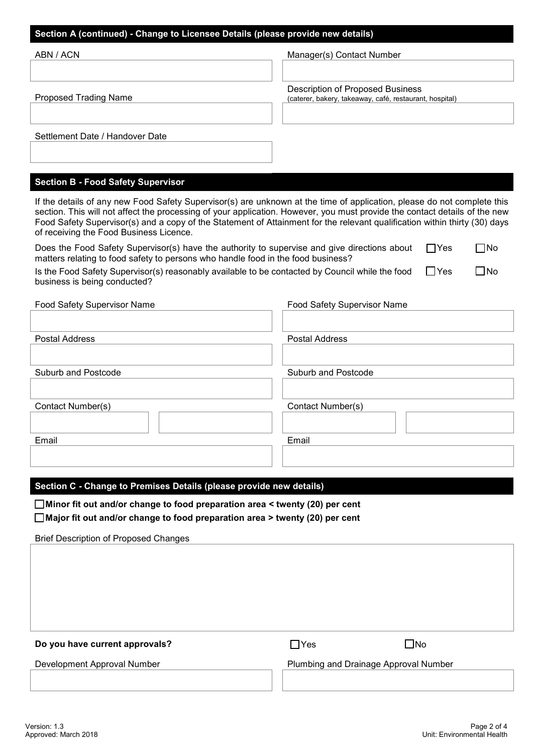## Section A (continued) - Change to Licensee Details (please provide new details)

ABN / ACN

Manager(s) Contact Number

Proposed Trading Name

Description of Proposed Business
(caterer, bakery, takeaway, café, restaurant, hospital)

Settlement Date / Handover Date

## Section B - Food Safety Supervisor

If the details of any new Food Safety Supervisor(s) are unknown at the time of application, please do not complete this section. This will not affect the processing of your application. However, you must provide the contact details of the new Food Safety Supervisor(s) and a copy of the Statement of Attainment for the relevant qualification within thirty (30) days of receiving the Food Business Licence.

Does the Food Safety Supervisor(s) have the authority to supervise and give directions about matters relating to food safety to persons who handle food in the food business? ☐ Yes ☐ No

Is the Food Safety Supervisor(s) reasonably available to be contacted by Council while the food business is being conducted? ☐ Yes ☐ No

| Food Safety Supervisor Name | Food Safety Supervisor Name |
|---|---|
| Postal Address | Postal Address |
| Suburb and Postcode | Suburb and Postcode |
| Contact Number(s) | Contact Number(s) |
| Email | Email |

## Section C - Change to Premises Details (please provide new details)

☐ **Minor fit out and/or change to food preparation area < twenty (20) per cent**

☐ **Major fit out and/or change to food preparation area > twenty (20) per cent**

Brief Description of Proposed Changes

**Do you have current approvals?** ☐ Yes ☐ No

Development Approval Number

Plumbing and Drainage Approval Number

Version: 1.3
Approved: March 2018

Unit: Environmental Health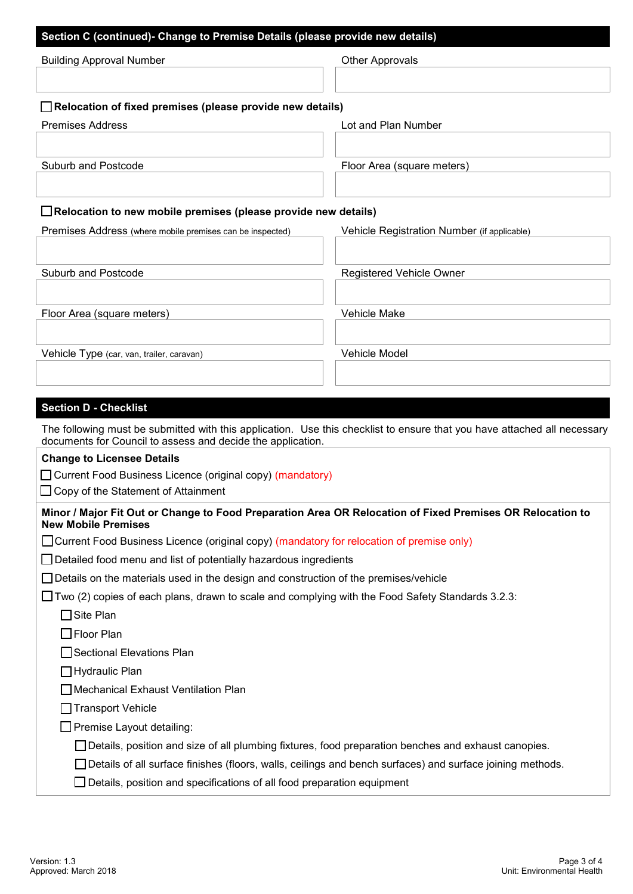## Section C (continued)- Change to Premise Details (please provide new details)

| Building Approval Number | Other Approvals |
|---|---|
| | |

☐ **Relocation of fixed premises (please provide new details)**

| Premises Address | Lot and Plan Number |
|---|---|
| | |
| **Suburb and Postcode** | **Floor Area (square meters)** |
| | |

☐ **Relocation to new mobile premises (please provide new details)**

| Premises Address (where mobile premises can be inspected) | Vehicle Registration Number (if applicable) |
|---|---|
| | |
| **Suburb and Postcode** | **Registered Vehicle Owner** |
| | |
| **Floor Area (square meters)** | **Vehicle Make** |
| | |
| **Vehicle Type (car, van, trailer, caravan)** | **Vehicle Model** |
| | |

## Section D - Checklist

The following must be submitted with this application. Use this checklist to ensure that you have attached all necessary documents for Council to assess and decide the application.

**Change to Licensee Details**

- ☐ Current Food Business Licence (original copy) (mandatory)
- ☐ Copy of the Statement of Attainment

**Minor / Major Fit Out or Change to Food Preparation Area OR Relocation of Fixed Premises OR Relocation to New Mobile Premises**

- ☐ Current Food Business Licence (original copy) (mandatory for relocation of premise only)
- ☐ Detailed food menu and list of potentially hazardous ingredients
- ☐ Details on the materials used in the design and construction of the premises/vehicle
- ☐ Two (2) copies of each plans, drawn to scale and complying with the Food Safety Standards 3.2.3:
  - ☐ Site Plan
  - ☐ Floor Plan
  - ☐ Sectional Elevations Plan
  - ☐ Hydraulic Plan
  - ☐ Mechanical Exhaust Ventilation Plan
  - ☐ Transport Vehicle
  - ☐ Premise Layout detailing:
    - ☐ Details, position and size of all plumbing fixtures, food preparation benches and exhaust canopies.
    - ☐ Details of all surface finishes (floors, walls, ceilings and bench surfaces) and surface joining methods.
    - ☐ Details, position and specifications of all food preparation equipment

Version: 1.3
Approved: March 2018

Unit: Environmental Health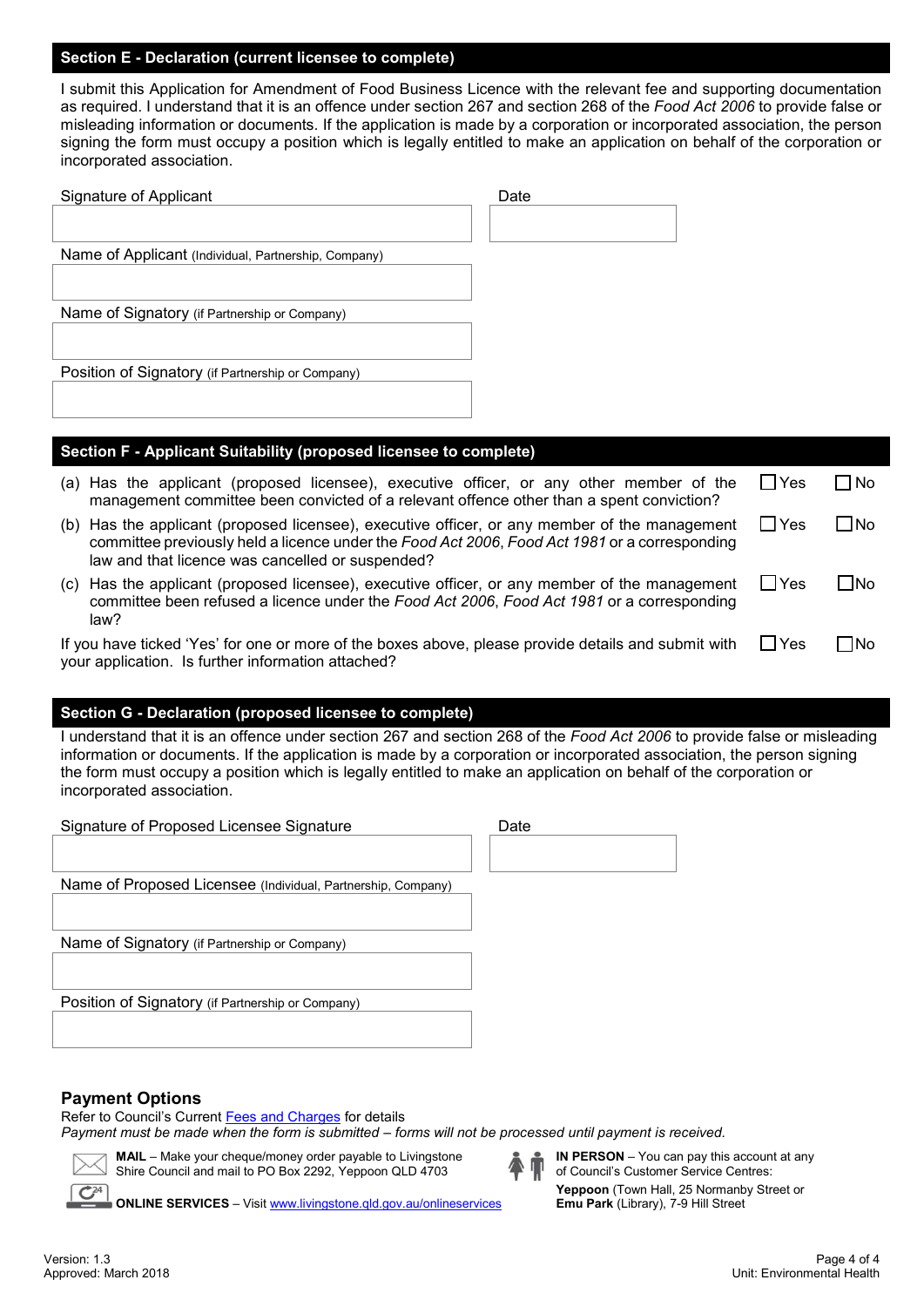## Section E - Declaration (current licensee to complete)

I submit this Application for Amendment of Food Business Licence with the relevant fee and supporting documentation as required. I understand that it is an offence under section 267 and section 268 of the *Food Act 2006* to provide false or misleading information or documents. If the application is made by a corporation or incorporated association, the person signing the form must occupy a position which is legally entitled to make an application on behalf of the corporation or incorporated association.

Signature of Applicant

Date

Name of Applicant (Individual, Partnership, Company)

Name of Signatory (if Partnership or Company)

Position of Signatory (if Partnership or Company)

## Section F - Applicant Suitability (proposed licensee to complete)

| | | |
|---|---|---|
| (a) Has the applicant (proposed licensee), executive officer, or any other member of the management committee been convicted of a relevant offence other than a spent conviction? | ☐ Yes | ☐ No |
| (b) Has the applicant (proposed licensee), executive officer, or any member of the management committee previously held a licence under the *Food Act 2006*, *Food Act 1981* or a corresponding law and that licence was cancelled or suspended? | ☐ Yes | ☐ No |
| (c) Has the applicant (proposed licensee), executive officer, or any member of the management committee been refused a licence under the *Food Act 2006*, *Food Act 1981* or a corresponding law? | ☐ Yes | ☐ No |
| If you have ticked 'Yes' for one or more of the boxes above, please provide details and submit with your application. Is further information attached? | ☐ Yes | ☐ No |

## Section G - Declaration (proposed licensee to complete)

I understand that it is an offence under section 267 and section 268 of the *Food Act 2006* to provide false or misleading information or documents. If the application is made by a corporation or incorporated association, the person signing the form must occupy a position which is legally entitled to make an application on behalf of the corporation or incorporated association.

Signature of Proposed Licensee Signature

Date

Name of Proposed Licensee (Individual, Partnership, Company)

Name of Signatory (if Partnership or Company)

Position of Signatory (if Partnership or Company)

### Payment Options

Refer to Council's Current Fees and Charges for details

*Payment must be made when the form is submitted – forms will not be processed until payment is received.*

**MAIL** – Make your cheque/money order payable to Livingstone Shire Council and mail to PO Box 2292, Yeppoon QLD 4703

**ONLINE SERVICES** – Visit www.livingstone.qld.gov.au/onlineservices

**IN PERSON** – You can pay this account at any of Council's Customer Service Centres:
**Yeppoon** (Town Hall, 25 Normanby Street or **Emu Park** (Library), 7-9 Hill Street

Version: 1.3
Approved: March 2018

Unit: Environmental Health